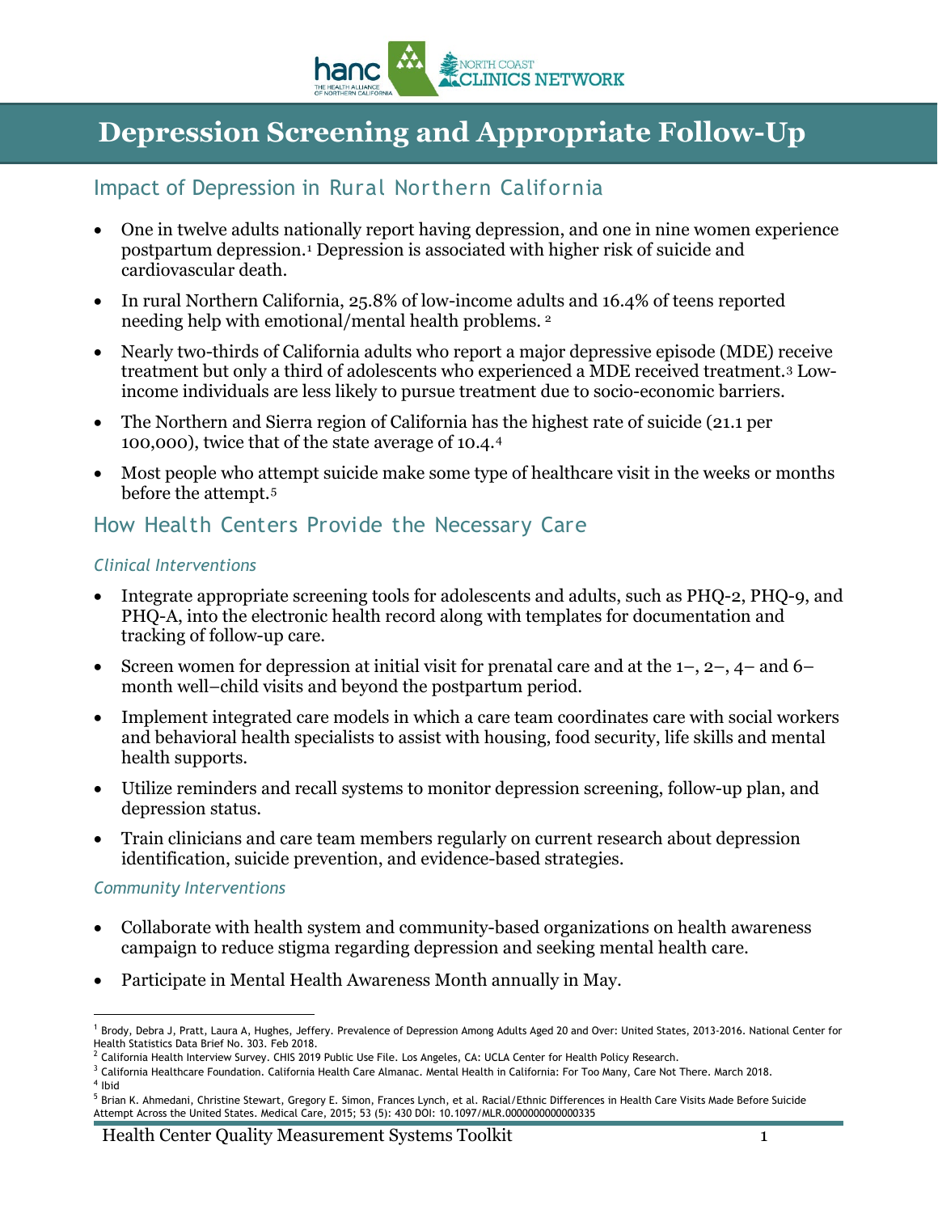# Depression Screening and Appropriate Follow-Up

## Impact of Depression in Rural Northern California

- One in twelve adults nationally report having depression, and one in nine women experience postpartum depression.[1] Depression is associated with higher risk of suicide and cardiovascular death.
- In rural Northern California, 25.8% of low-income adults and 16.4% of teens reported needing help with emotional/mental health problems. [2]
- Nearly two-thirds of California adults who report a major depressive episode (MDE) receive treatment but only a third of adolescents who experienced a MDE received treatment.[3] Low-income individuals are less likely to pursue treatment due to socio-economic barriers.
- The Northern and Sierra region of California has the highest rate of suicide (21.1 per 100,000), twice that of the state average of 10.4.[4]
- Most people who attempt suicide make some type of healthcare visit in the weeks or months before the attempt.[5]

## How Health Centers Provide the Necessary Care

### *Clinical Interventions*

- Integrate appropriate screening tools for adolescents and adults, such as PHQ-2, PHQ-9, and PHQ-A, into the electronic health record along with templates for documentation and tracking of follow-up care.
- Screen women for depression at initial visit for prenatal care and at the 1–, 2–, 4– and 6–month well–child visits and beyond the postpartum period.
- Implement integrated care models in which a care team coordinates care with social workers and behavioral health specialists to assist with housing, food security, life skills and mental health supports.
- Utilize reminders and recall systems to monitor depression screening, follow-up plan, and depression status.
- Train clinicians and care team members regularly on current research about depression identification, suicide prevention, and evidence-based strategies.

### *Community Interventions*

- Collaborate with health system and community-based organizations on health awareness campaign to reduce stigma regarding depression and seeking mental health care.
- Participate in Mental Health Awareness Month annually in May.

---

[1] Brody, Debra J, Pratt, Laura A, Hughes, Jeffery. Prevalence of Depression Among Adults Aged 20 and Over: United States, 2013-2016. National Center for Health Statistics Data Brief No. 303. Feb 2018.

[2] California Health Interview Survey. CHIS 2019 Public Use File. Los Angeles, CA: UCLA Center for Health Policy Research.

[3] California Healthcare Foundation. California Health Care Almanac. Mental Health in California: For Too Many, Care Not There. March 2018.

[4] Ibid

[5] Brian K. Ahmedani, Christine Stewart, Gregory E. Simon, Frances Lynch, et al. Racial/Ethnic Differences in Health Care Visits Made Before Suicide Attempt Across the United States. Medical Care, 2015; 53 (5): 430 DOI: 10.1097/MLR.0000000000000335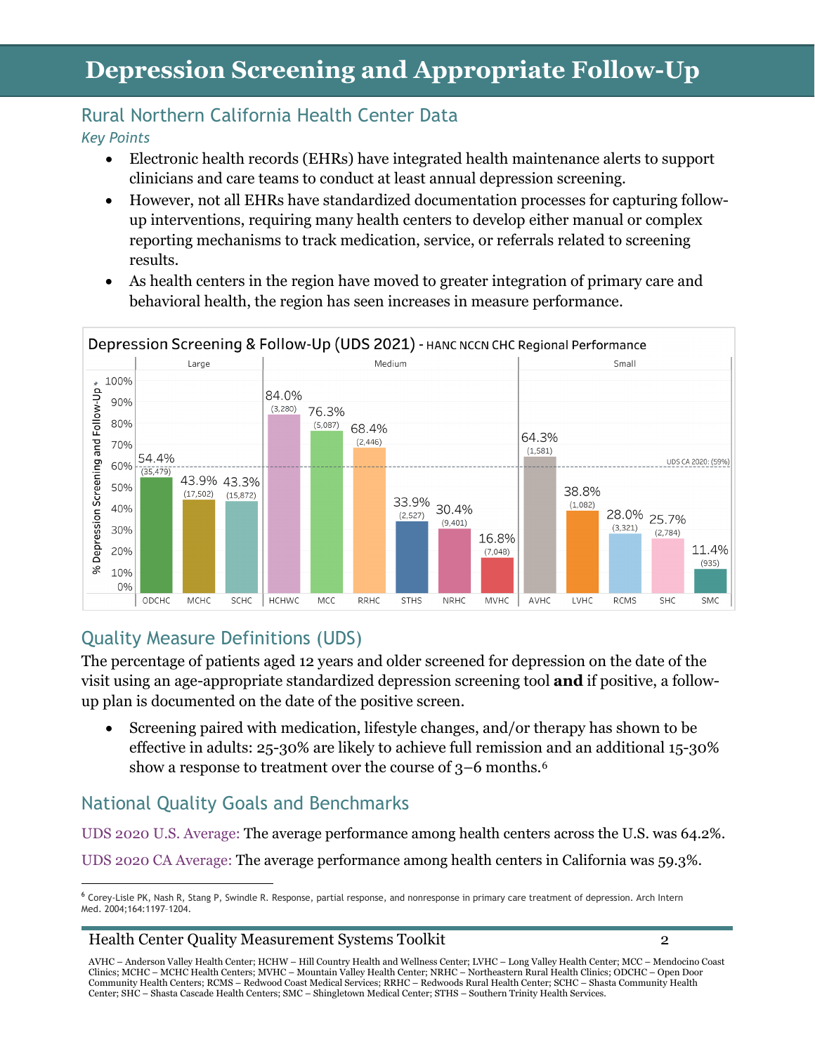# Depression Screening and Appropriate Follow-Up

## Rural Northern California Health Center Data

*Key Points*

- Electronic health records (EHRs) have integrated health maintenance alerts to support clinicians and care teams to conduct at least annual depression screening.
- However, not all EHRs have standardized documentation processes for capturing follow-up interventions, requiring many health centers to develop either manual or complex reporting mechanisms to track medication, service, or referrals related to screening results.
- As health centers in the region have moved to greater integration of primary care and behavioral health, the region has seen increases in measure performance.

Depression Screening & Follow-Up (UDS 2021) - HANC NCCN CHC Regional Performance

% Depression Screening and Follow-Up

Large: ODCHC 54.4% (35,479); MCHC 43.9% (17,502); SCHC 43.3% (15,872)

Medium: HCHWC 84.0% (3,280); MCC 76.3% (5,087); RRHC 68.4% (2,446); STHS 33.9% (2,527); NRHC 30.4% (9,401); MVHC 16.8% (7,048)

Small: AVHC 64.3% (1,581); LVHC 38.8% (1,082); RCMS 28.0% (3,321); SHC 25.7% (2,784); SMC 11.4% (935)

UDS CA 2020: (59%)

## Quality Measure Definitions (UDS)

The percentage of patients aged 12 years and older screened for depression on the date of the visit using an age-appropriate standardized depression screening tool **and** if positive, a follow-up plan is documented on the date of the positive screen.

- Screening paired with medication, lifestyle changes, and/or therapy has shown to be effective in adults: 25-30% are likely to achieve full remission and an additional 15-30% show a response to treatment over the course of 3–6 months.[6]

## National Quality Goals and Benchmarks

UDS 2020 U.S. Average: The average performance among health centers across the U.S. was 64.2%.

UDS 2020 CA Average: The average performance among health centers in California was 59.3%.

[6] Corey-Lisle PK, Nash R, Stang P, Swindle R. Response, partial response, and nonresponse in primary care treatment of depression. Arch Intern Med. 2004;164:1197–1204.

AVHC – Anderson Valley Health Center; HCHW – Hill Country Health and Wellness Center; LVHC – Long Valley Health Center; MCC – Mendocino Coast Clinics; MCHC – MCHC Health Centers; MVHC – Mountain Valley Health Center; NRHC – Northeastern Rural Health Clinics; ODCHC – Open Door Community Health Centers; RCMS – Redwood Coast Medical Services; RRHC – Redwoods Rural Health Center; SCHC – Shasta Community Health Center; SHC – Shasta Cascade Health Centers; SMC – Shingletown Medical Center; STHS – Southern Trinity Health Services.